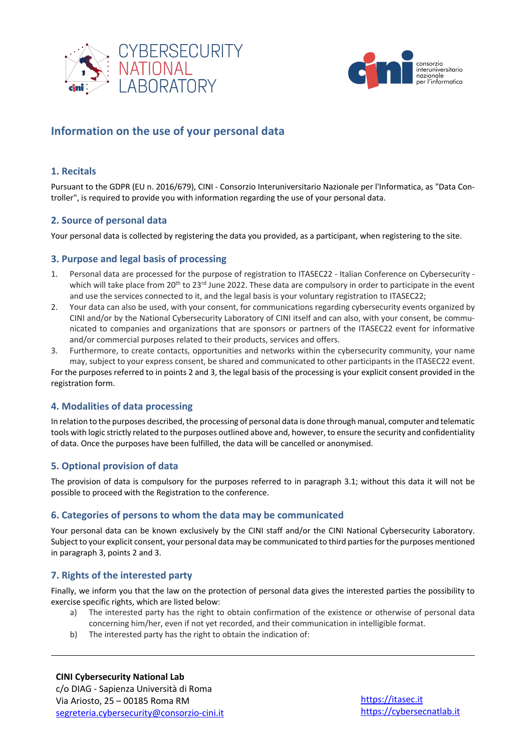# Information on the use of your personal data

## 1. Recitals

Pursuant to the GDPR (EU n. 2016/679), CINI - Consorzio Interuniversitario Nazionale per l'Informatica, as "Data Controller", is required to provide you with information regarding the use of your personal data.

## 2. Source of personal data

Your personal data is collected by registering the data you provided, as a participant, when registering to the site.

## 3. Purpose and legal basis of processing

1. Personal data are processed for the purpose of registration to ITASEC22 - Italian Conference on Cybersecurity - which will take place from 20th to 23rd June 2022. These data are compulsory in order to participate in the event and use the services connected to it, and the legal basis is your voluntary registration to ITASEC22;
2. Your data can also be used, with your consent, for communications regarding cybersecurity events organized by CINI and/or by the National Cybersecurity Laboratory of CINI itself and can also, with your consent, be communicated to companies and organizations that are sponsors or partners of the ITASEC22 event for informative and/or commercial purposes related to their products, services and offers.
3. Furthermore, to create contacts, opportunities and networks within the cybersecurity community, your name may, subject to your express consent, be shared and communicated to other participants in the ITASEC22 event.

For the purposes referred to in points 2 and 3, the legal basis of the processing is your explicit consent provided in the registration form.

## 4. Modalities of data processing

In relation to the purposes described, the processing of personal data is done through manual, computer and telematic tools with logic strictly related to the purposes outlined above and, however, to ensure the security and confidentiality of data. Once the purposes have been fulfilled, the data will be cancelled or anonymised.

## 5. Optional provision of data

The provision of data is compulsory for the purposes referred to in paragraph 3.1; without this data it will not be possible to proceed with the Registration to the conference.

## 6. Categories of persons to whom the data may be communicated

Your personal data can be known exclusively by the CINI staff and/or the CINI National Cybersecurity Laboratory. Subject to your explicit consent, your personal data may be communicated to third parties for the purposes mentioned in paragraph 3, points 2 and 3.

## 7. Rights of the interested party

Finally, we inform you that the law on the protection of personal data gives the interested parties the possibility to exercise specific rights, which are listed below:

a) The interested party has the right to obtain confirmation of the existence or otherwise of personal data concerning him/her, even if not yet recorded, and their communication in intelligible format.

b) The interested party has the right to obtain the indication of: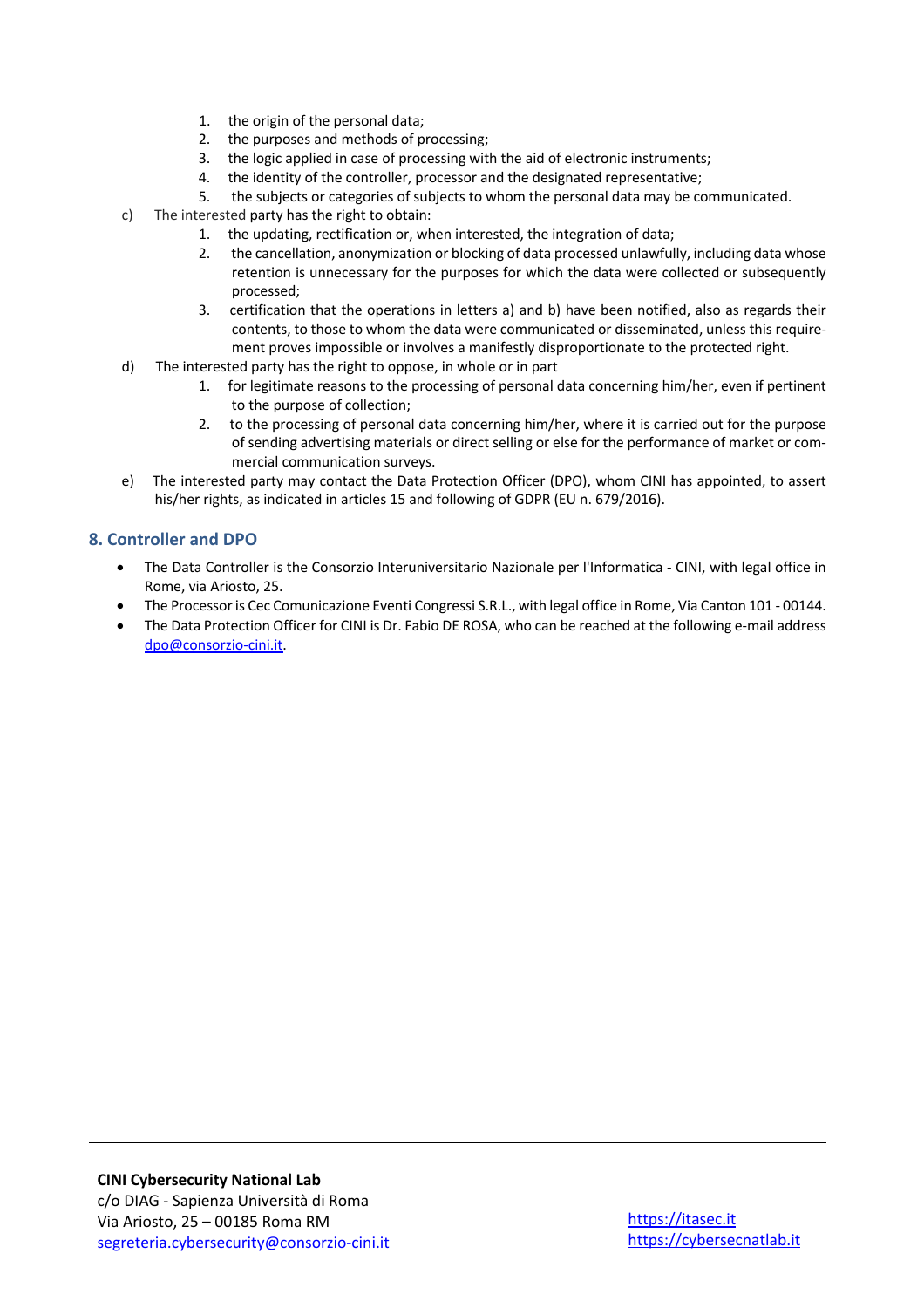1. the origin of the personal data;
2. the purposes and methods of processing;
3. the logic applied in case of processing with the aid of electronic instruments;
4. the identity of the controller, processor and the designated representative;
5. the subjects or categories of subjects to whom the personal data may be communicated.

c) The interested party has the right to obtain:
   1. the updating, rectification or, when interested, the integration of data;
   2. the cancellation, anonymization or blocking of data processed unlawfully, including data whose retention is unnecessary for the purposes for which the data were collected or subsequently processed;
   3. certification that the operations in letters a) and b) have been notified, also as regards their contents, to those to whom the data were communicated or disseminated, unless this requirement proves impossible or involves a manifestly disproportionate to the protected right.

d) The interested party has the right to oppose, in whole or in part
   1. for legitimate reasons to the processing of personal data concerning him/her, even if pertinent to the purpose of collection;
   2. to the processing of personal data concerning him/her, where it is carried out for the purpose of sending advertising materials or direct selling or else for the performance of market or commercial communication surveys.

e) The interested party may contact the Data Protection Officer (DPO), whom CINI has appointed, to assert his/her rights, as indicated in articles 15 and following of GDPR (EU n. 679/2016).

## 8. Controller and DPO

- The Data Controller is the Consorzio Interuniversitario Nazionale per l'Informatica - CINI, with legal office in Rome, via Ariosto, 25.
- The Processor is Cec Comunicazione Eventi Congressi S.R.L., with legal office in Rome, Via Canton 101 - 00144.
- The Data Protection Officer for CINI is Dr. Fabio DE ROSA, who can be reached at the following e-mail address dpo@consorzio-cini.it.